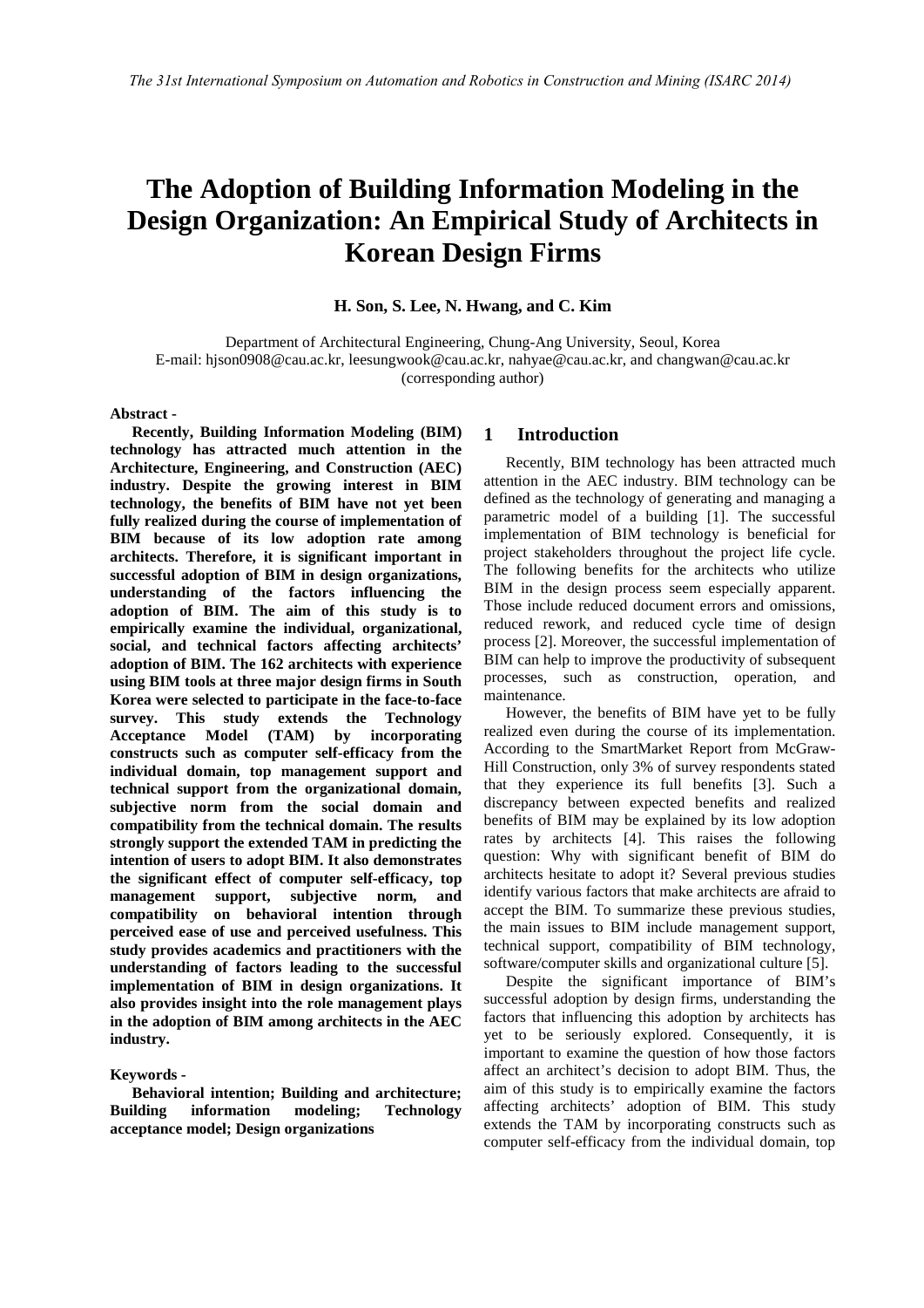# The Adoption of Building Information Modeling in the Design Organization: An Empirical Study of Architects in Korean Design Firms

**H. Son, S. Lee, N. Hwang, and C. Kim**

Department of Architectural Engineering, Chung-Ang University, Seoul, Korea
E-mail: hjson0908@cau.ac.kr, leesungwook@cau.ac.kr, nahyae@cau.ac.kr, and changwan@cau.ac.kr (corresponding author)

**Abstract -**

**Recently, Building Information Modeling (BIM) technology has attracted much attention in the Architecture, Engineering, and Construction (AEC) industry. Despite the growing interest in BIM technology, the benefits of BIM have not yet been fully realized during the course of implementation of BIM because of its low adoption rate among architects. Therefore, it is significant important in successful adoption of BIM in design organizations, understanding of the factors influencing the adoption of BIM. The aim of this study is to empirically examine the individual, organizational, social, and technical factors affecting architects' adoption of BIM. The 162 architects with experience using BIM tools at three major design firms in South Korea were selected to participate in the face-to-face survey. This study extends the Technology Acceptance Model (TAM) by incorporating constructs such as computer self-efficacy from the individual domain, top management support and technical support from the organizational domain, subjective norm from the social domain and compatibility from the technical domain. The results strongly support the extended TAM in predicting the intention of users to adopt BIM. It also demonstrates the significant effect of computer self-efficacy, top management support, subjective norm, and compatibility on behavioral intention through perceived ease of use and perceived usefulness. This study provides academics and practitioners with the understanding of factors leading to the successful implementation of BIM in design organizations. It also provides insight into the role management plays in the adoption of BIM among architects in the AEC industry.**

**Keywords -**

**Behavioral intention; Building and architecture; Building information modeling; Technology acceptance model; Design organizations**

## 1 Introduction

Recently, BIM technology has been attracted much attention in the AEC industry. BIM technology can be defined as the technology of generating and managing a parametric model of a building [1]. The successful implementation of BIM technology is beneficial for project stakeholders throughout the project life cycle. The following benefits for the architects who utilize BIM in the design process seem especially apparent. Those include reduced document errors and omissions, reduced rework, and reduced cycle time of design process [2]. Moreover, the successful implementation of BIM can help to improve the productivity of subsequent processes, such as construction, operation, and maintenance.

However, the benefits of BIM have yet to be fully realized even during the course of its implementation. According to the SmartMarket Report from McGraw-Hill Construction, only 3% of survey respondents stated that they experience its full benefits [3]. Such a discrepancy between expected benefits and realized benefits of BIM may be explained by its low adoption rates by architects [4]. This raises the following question: Why with significant benefit of BIM do architects hesitate to adopt it? Several previous studies identify various factors that make architects are afraid to accept the BIM. To summarize these previous studies, the main issues to BIM include management support, technical support, compatibility of BIM technology, software/computer skills and organizational culture [5].

Despite the significant importance of BIM's successful adoption by design firms, understanding the factors that influencing this adoption by architects has yet to be seriously explored. Consequently, it is important to examine the question of how those factors affect an architect's decision to adopt BIM. Thus, the aim of this study is to empirically examine the factors affecting architects' adoption of BIM. This study extends the TAM by incorporating constructs such as computer self-efficacy from the individual domain, top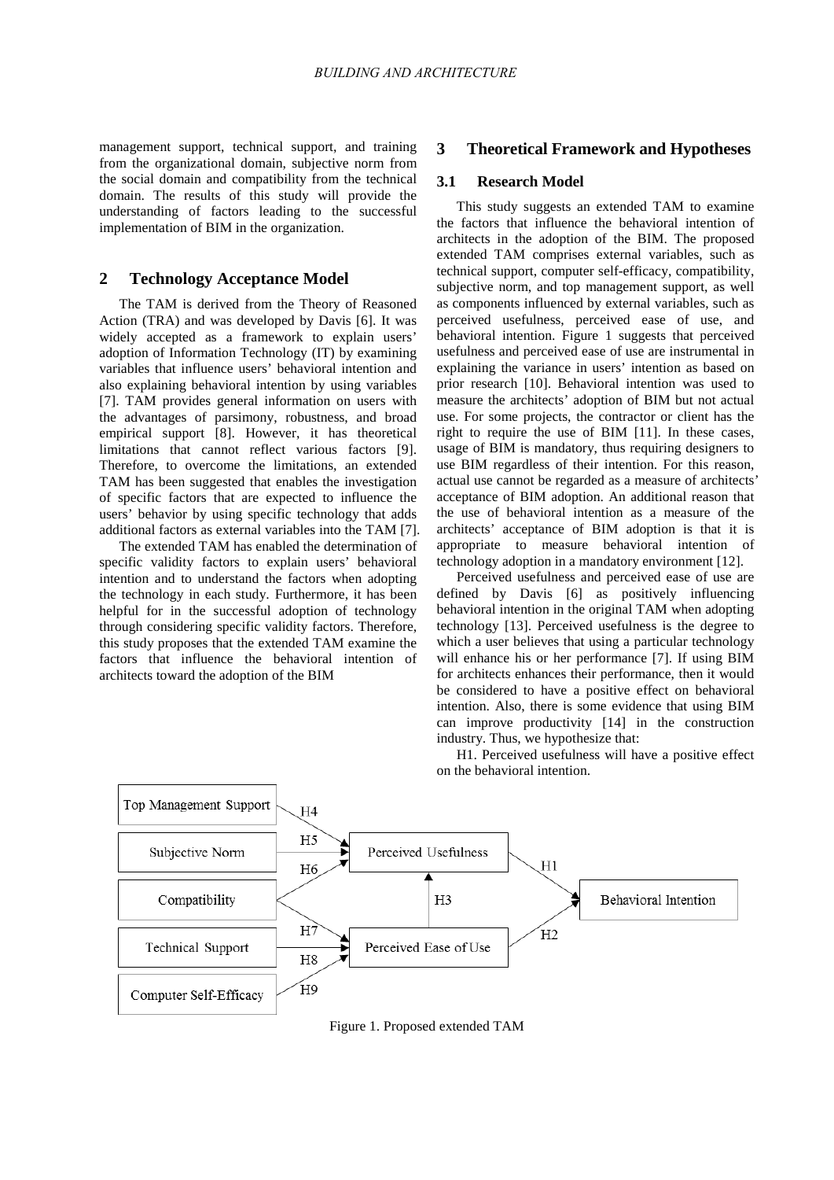management support, technical support, and training from the organizational domain, subjective norm from the social domain and compatibility from the technical domain. The results of this study will provide the understanding of factors leading to the successful implementation of BIM in the organization.

## 2 Technology Acceptance Model

The TAM is derived from the Theory of Reasoned Action (TRA) and was developed by Davis [6]. It was widely accepted as a framework to explain users' adoption of Information Technology (IT) by examining variables that influence users' behavioral intention and also explaining behavioral intention by using variables [7]. TAM provides general information on users with the advantages of parsimony, robustness, and broad empirical support [8]. However, it has theoretical limitations that cannot reflect various factors [9]. Therefore, to overcome the limitations, an extended TAM has been suggested that enables the investigation of specific factors that are expected to influence the users' behavior by using specific technology that adds additional factors as external variables into the TAM [7].

The extended TAM has enabled the determination of specific validity factors to explain users' behavioral intention and to understand the factors when adopting the technology in each study. Furthermore, it has been helpful for in the successful adoption of technology through considering specific validity factors. Therefore, this study proposes that the extended TAM examine the factors that influence the behavioral intention of architects toward the adoption of the BIM

## 3 Theoretical Framework and Hypotheses

### 3.1 Research Model

This study suggests an extended TAM to examine the factors that influence the behavioral intention of architects in the adoption of the BIM. The proposed extended TAM comprises external variables, such as technical support, computer self-efficacy, compatibility, subjective norm, and top management support, as well as components influenced by external variables, such as perceived usefulness, perceived ease of use, and behavioral intention. Figure 1 suggests that perceived usefulness and perceived ease of use are instrumental in explaining the variance in users' intention as based on prior research [10]. Behavioral intention was used to measure the architects' adoption of BIM but not actual use. For some projects, the contractor or client has the right to require the use of BIM [11]. In these cases, usage of BIM is mandatory, thus requiring designers to use BIM regardless of their intention. For this reason, actual use cannot be regarded as a measure of architects' acceptance of BIM adoption. An additional reason that the use of behavioral intention as a measure of the architects' acceptance of BIM adoption is that it is appropriate to measure behavioral intention of technology adoption in a mandatory environment [12].

Perceived usefulness and perceived ease of use are defined by Davis [6] as positively influencing behavioral intention in the original TAM when adopting technology [13]. Perceived usefulness is the degree to which a user believes that using a particular technology will enhance his or her performance [7]. If using BIM for architects enhances their performance, then it would be considered to have a positive effect on behavioral intention. Also, there is some evidence that using BIM can improve productivity [14] in the construction industry. Thus, we hypothesize that:

H1. Perceived usefulness will have a positive effect on the behavioral intention.

Figure 1. Proposed extended TAM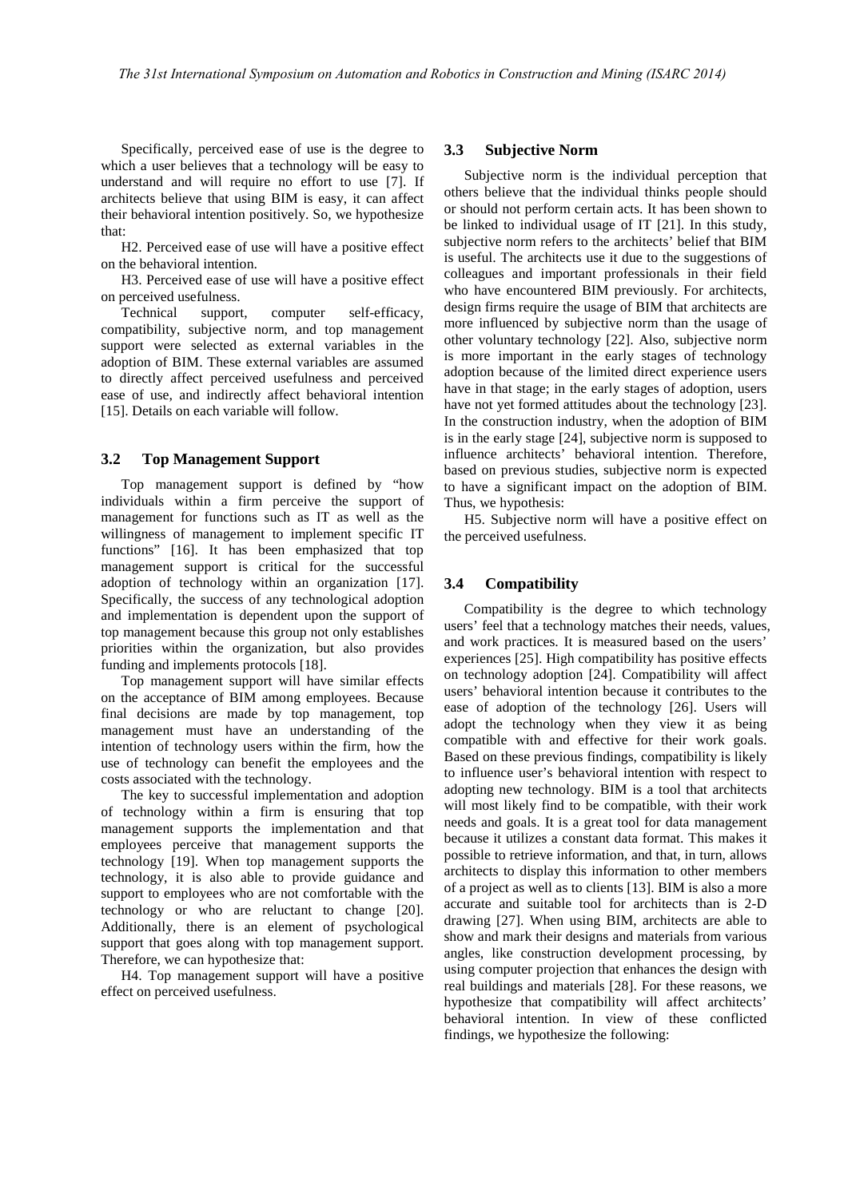Specifically, perceived ease of use is the degree to which a user believes that a technology will be easy to understand and will require no effort to use [7]. If architects believe that using BIM is easy, it can affect their behavioral intention positively. So, we hypothesize that:

H2. Perceived ease of use will have a positive effect on the behavioral intention.

H3. Perceived ease of use will have a positive effect on perceived usefulness.

Technical support, computer self-efficacy, compatibility, subjective norm, and top management support were selected as external variables in the adoption of BIM. These external variables are assumed to directly affect perceived usefulness and perceived ease of use, and indirectly affect behavioral intention [15]. Details on each variable will follow.

### 3.2 Top Management Support

Top management support is defined by "how individuals within a firm perceive the support of management for functions such as IT as well as the willingness of management to implement specific IT functions" [16]. It has been emphasized that top management support is critical for the successful adoption of technology within an organization [17]. Specifically, the success of any technological adoption and implementation is dependent upon the support of top management because this group not only establishes priorities within the organization, but also provides funding and implements protocols [18].

Top management support will have similar effects on the acceptance of BIM among employees. Because final decisions are made by top management, top management must have an understanding of the intention of technology users within the firm, how the use of technology can benefit the employees and the costs associated with the technology.

The key to successful implementation and adoption of technology within a firm is ensuring that top management supports the implementation and that employees perceive that management supports the technology [19]. When top management supports the technology, it is also able to provide guidance and support to employees who are not comfortable with the technology or who are reluctant to change [20]. Additionally, there is an element of psychological support that goes along with top management support. Therefore, we can hypothesize that:

H4. Top management support will have a positive effect on perceived usefulness.

### 3.3 Subjective Norm

Subjective norm is the individual perception that others believe that the individual thinks people should or should not perform certain acts. It has been shown to be linked to individual usage of IT [21]. In this study, subjective norm refers to the architects' belief that BIM is useful. The architects use it due to the suggestions of colleagues and important professionals in their field who have encountered BIM previously. For architects, design firms require the usage of BIM that architects are more influenced by subjective norm than the usage of other voluntary technology [22]. Also, subjective norm is more important in the early stages of technology adoption because of the limited direct experience users have in that stage; in the early stages of adoption, users have not yet formed attitudes about the technology [23]. In the construction industry, when the adoption of BIM is in the early stage [24], subjective norm is supposed to influence architects' behavioral intention. Therefore, based on previous studies, subjective norm is expected to have a significant impact on the adoption of BIM. Thus, we hypothesis:

H5. Subjective norm will have a positive effect on the perceived usefulness.

### 3.4 Compatibility

Compatibility is the degree to which technology users' feel that a technology matches their needs, values, and work practices. It is measured based on the users' experiences [25]. High compatibility has positive effects on technology adoption [24]. Compatibility will affect users' behavioral intention because it contributes to the ease of adoption of the technology [26]. Users will adopt the technology when they view it as being compatible with and effective for their work goals. Based on these previous findings, compatibility is likely to influence user's behavioral intention with respect to adopting new technology. BIM is a tool that architects will most likely find to be compatible, with their work needs and goals. It is a great tool for data management because it utilizes a constant data format. This makes it possible to retrieve information, and that, in turn, allows architects to display this information to other members of a project as well as to clients [13]. BIM is also a more accurate and suitable tool for architects than is 2-D drawing [27]. When using BIM, architects are able to show and mark their designs and materials from various angles, like construction development processing, by using computer projection that enhances the design with real buildings and materials [28]. For these reasons, we hypothesize that compatibility will affect architects' behavioral intention. In view of these conflicted findings, we hypothesize the following: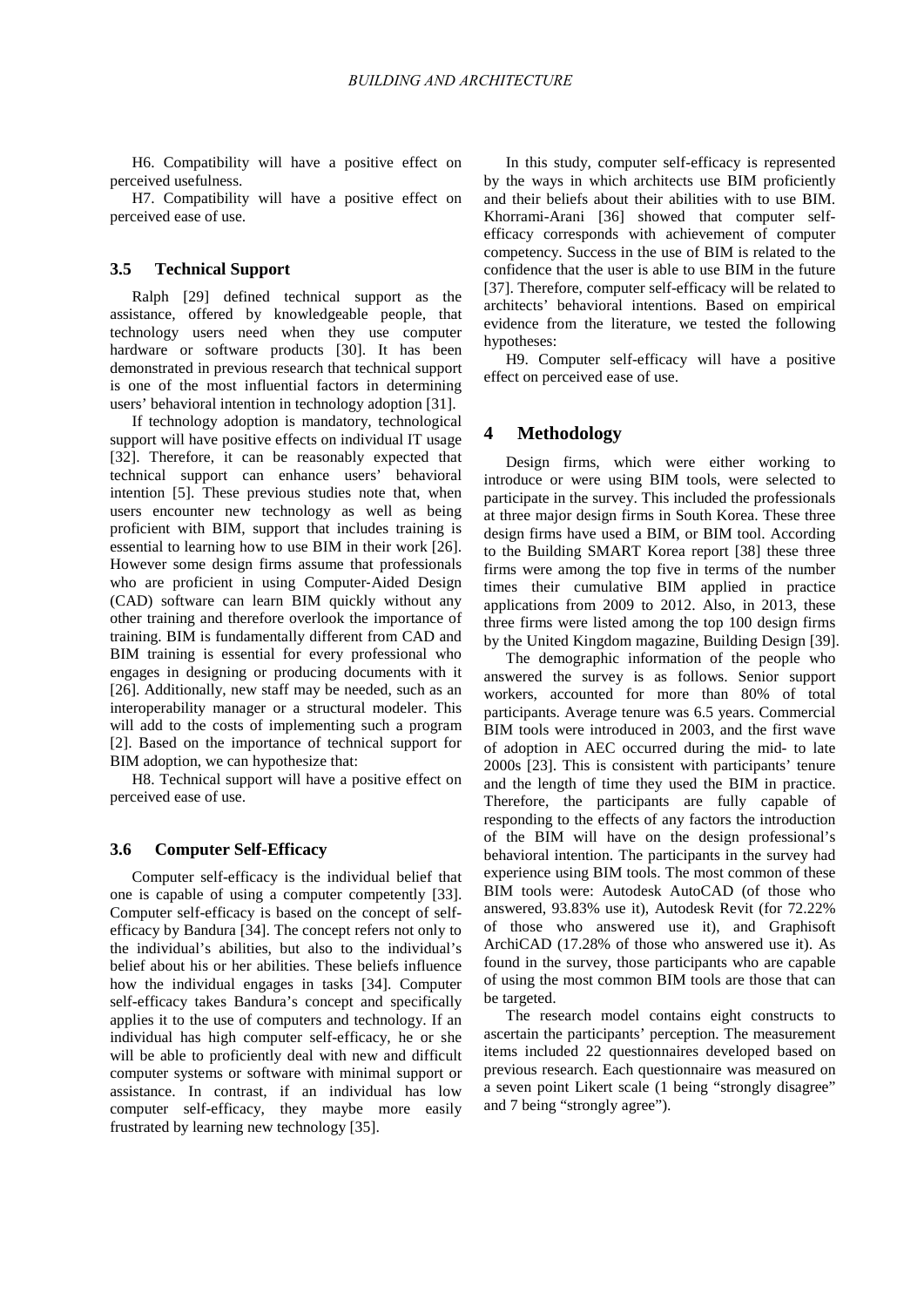H6. Compatibility will have a positive effect on perceived usefulness.

H7. Compatibility will have a positive effect on perceived ease of use.

### 3.5 Technical Support

Ralph [29] defined technical support as the assistance, offered by knowledgeable people, that technology users need when they use computer hardware or software products [30]. It has been demonstrated in previous research that technical support is one of the most influential factors in determining users' behavioral intention in technology adoption [31].

If technology adoption is mandatory, technological support will have positive effects on individual IT usage [32]. Therefore, it can be reasonably expected that technical support can enhance users' behavioral intention [5]. These previous studies note that, when users encounter new technology as well as being proficient with BIM, support that includes training is essential to learning how to use BIM in their work [26]. However some design firms assume that professionals who are proficient in using Computer-Aided Design (CAD) software can learn BIM quickly without any other training and therefore overlook the importance of training. BIM is fundamentally different from CAD and BIM training is essential for every professional who engages in designing or producing documents with it [26]. Additionally, new staff may be needed, such as an interoperability manager or a structural modeler. This will add to the costs of implementing such a program [2]. Based on the importance of technical support for BIM adoption, we can hypothesize that:

H8. Technical support will have a positive effect on perceived ease of use.

### 3.6 Computer Self-Efficacy

Computer self-efficacy is the individual belief that one is capable of using a computer competently [33]. Computer self-efficacy is based on the concept of self-efficacy by Bandura [34]. The concept refers not only to the individual's abilities, but also to the individual's belief about his or her abilities. These beliefs influence how the individual engages in tasks [34]. Computer self-efficacy takes Bandura's concept and specifically applies it to the use of computers and technology. If an individual has high computer self-efficacy, he or she will be able to proficiently deal with new and difficult computer systems or software with minimal support or assistance. In contrast, if an individual has low computer self-efficacy, they maybe more easily frustrated by learning new technology [35].

In this study, computer self-efficacy is represented by the ways in which architects use BIM proficiently and their beliefs about their abilities with to use BIM. Khorrami-Arani [36] showed that computer self-efficacy corresponds with achievement of computer competency. Success in the use of BIM is related to the confidence that the user is able to use BIM in the future [37]. Therefore, computer self-efficacy will be related to architects' behavioral intentions. Based on empirical evidence from the literature, we tested the following hypotheses:

H9. Computer self-efficacy will have a positive effect on perceived ease of use.

## 4 Methodology

Design firms, which were either working to introduce or were using BIM tools, were selected to participate in the survey. This included the professionals at three major design firms in South Korea. These three design firms have used a BIM, or BIM tool. According to the Building SMART Korea report [38] these three firms were among the top five in terms of the number times their cumulative BIM applied in practice applications from 2009 to 2012. Also, in 2013, these three firms were listed among the top 100 design firms by the United Kingdom magazine, Building Design [39].

The demographic information of the people who answered the survey is as follows. Senior support workers, accounted for more than 80% of total participants. Average tenure was 6.5 years. Commercial BIM tools were introduced in 2003, and the first wave of adoption in AEC occurred during the mid- to late 2000s [23]. This is consistent with participants' tenure and the length of time they used the BIM in practice. Therefore, the participants are fully capable of responding to the effects of any factors the introduction of the BIM will have on the design professional's behavioral intention. The participants in the survey had experience using BIM tools. The most common of these BIM tools were: Autodesk AutoCAD (of those who answered, 93.83% use it), Autodesk Revit (for 72.22% of those who answered use it), and Graphisoft ArchiCAD (17.28% of those who answered use it). As found in the survey, those participants who are capable of using the most common BIM tools are those that can be targeted.

The research model contains eight constructs to ascertain the participants' perception. The measurement items included 22 questionnaires developed based on previous research. Each questionnaire was measured on a seven point Likert scale (1 being "strongly disagree" and 7 being "strongly agree").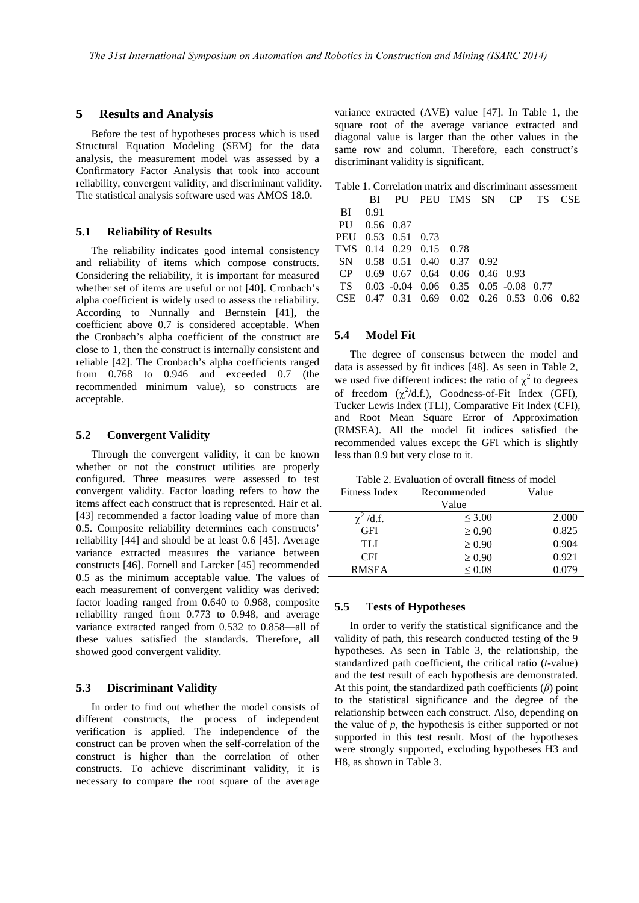## 5 Results and Analysis

Before the test of hypotheses process which is used Structural Equation Modeling (SEM) for the data analysis, the measurement model was assessed by a Confirmatory Factor Analysis that took into account reliability, convergent validity, and discriminant validity. The statistical analysis software used was AMOS 18.0.

### 5.1 Reliability of Results

The reliability indicates good internal consistency and reliability of items which compose constructs. Considering the reliability, it is important for measured whether set of items are useful or not [40]. Cronbach's alpha coefficient is widely used to assess the reliability. According to Nunnally and Bernstein [41], the coefficient above 0.7 is considered acceptable. When the Cronbach's alpha coefficient of the construct are close to 1, then the construct is internally consistent and reliable [42]. The Cronbach's alpha coefficients ranged from 0.768 to 0.946 and exceeded 0.7 (the recommended minimum value), so constructs are acceptable.

### 5.2 Convergent Validity

Through the convergent validity, it can be known whether or not the construct utilities are properly configured. Three measures were assessed to test convergent validity. Factor loading refers to how the items affect each construct that is represented. Hair et al. [43] recommended a factor loading value of more than 0.5. Composite reliability determines each constructs' reliability [44] and should be at least 0.6 [45]. Average variance extracted measures the variance between constructs [46]. Fornell and Larcker [45] recommended 0.5 as the minimum acceptable value. The values of each measurement of convergent validity was derived: factor loading ranged from 0.640 to 0.968, composite reliability ranged from 0.773 to 0.948, and average variance extracted ranged from 0.532 to 0.858—all of these values satisfied the standards. Therefore, all showed good convergent validity.

### 5.3 Discriminant Validity

In order to find out whether the model consists of different constructs, the process of independent verification is applied. The independence of the construct can be proven when the self-correlation of the construct is higher than the correlation of other constructs. To achieve discriminant validity, it is necessary to compare the root square of the average variance extracted (AVE) value [47]. In Table 1, the square root of the average variance extracted and diagonal value is larger than the other values in the same row and column. Therefore, each construct's discriminant validity is significant.

Table 1. Correlation matrix and discriminant assessment

| | BI | PU | PEU | TMS | SN | CP | TS | CSE |
|---|---|---|---|---|---|---|---|---|
| BI | 0.91 | | | | | | | |
| PU | 0.56 | 0.87 | | | | | | |
| PEU | 0.53 | 0.51 | 0.73 | | | | | |
| TMS | 0.14 | 0.29 | 0.15 | 0.78 | | | | |
| SN | 0.58 | 0.51 | 0.40 | 0.37 | 0.92 | | | |
| CP | 0.69 | 0.67 | 0.64 | 0.06 | 0.46 | 0.93 | | |
| TS | 0.03 | -0.04 | 0.06 | 0.35 | 0.05 | -0.08 | 0.77 | |
| CSE | 0.47 | 0.31 | 0.69 | 0.02 | 0.26 | 0.53 | 0.06 | 0.82 |

### 5.4 Model Fit

The degree of consensus between the model and data is assessed by fit indices [48]. As seen in Table 2, we used five different indices: the ratio of $\chi^2$ to degrees of freedom ($\chi^2$/d.f.), Goodness-of-Fit Index (GFI), Tucker Lewis Index (TLI), Comparative Fit Index (CFI), and Root Mean Square Error of Approximation (RMSEA). All the model fit indices satisfied the recommended values except the GFI which is slightly less than 0.9 but very close to it.

Table 2. Evaluation of overall fitness of model

| Fitness Index | Recommended Value | Value |
|---|---|---|
| $\chi^2$/d.f. | $\leq 3.00$ | 2.000 |
| GFI | $\geq 0.90$ | 0.825 |
| TLI | $\geq 0.90$ | 0.904 |
| CFI | $\geq 0.90$ | 0.921 |
| RMSEA | $\leq 0.08$ | 0.079 |

### 5.5 Tests of Hypotheses

In order to verify the statistical significance and the validity of path, this research conducted testing of the 9 hypotheses. As seen in Table 3, the relationship, the standardized path coefficient, the critical ratio (*t*-value) and the test result of each hypothesis are demonstrated. At this point, the standardized path coefficients ($\beta$) point to the statistical significance and the degree of the relationship between each construct. Also, depending on the value of $p$, the hypothesis is either supported or not supported in this test result. Most of the hypotheses were strongly supported, excluding hypotheses H3 and H8, as shown in Table 3.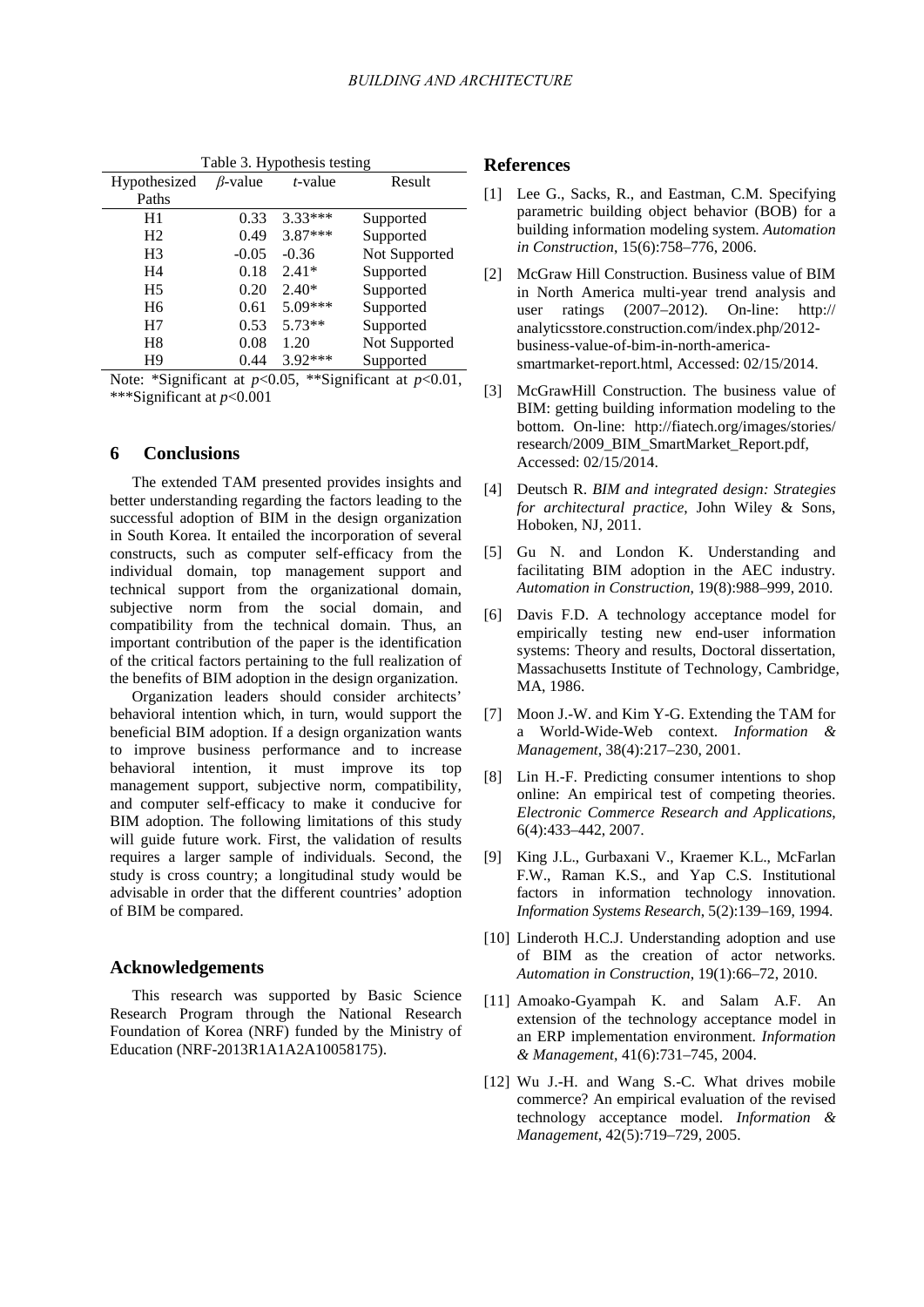Table 3. Hypothesis testing

| Hypothesized Paths | $\beta$-value | $t$-value | Result |
|---|---|---|---|
| H1 | 0.33 | 3.33*** | Supported |
| H2 | 0.49 | 3.87*** | Supported |
| H3 | -0.05 | -0.36 | Not Supported |
| H4 | 0.18 | 2.41* | Supported |
| H5 | 0.20 | 2.40* | Supported |
| H6 | 0.61 | 5.09*** | Supported |
| H7 | 0.53 | 5.73** | Supported |
| H8 | 0.08 | 1.20 | Not Supported |
| H9 | 0.44 | 3.92*** | Supported |

Note: *Significant at $p<0.05$, **Significant at $p<0.01$, ***Significant at $p<0.001$

## 6 Conclusions

The extended TAM presented provides insights and better understanding regarding the factors leading to the successful adoption of BIM in the design organization in South Korea. It entailed the incorporation of several constructs, such as computer self-efficacy from the individual domain, top management support and technical support from the organizational domain, subjective norm from the social domain, and compatibility from the technical domain. Thus, an important contribution of the paper is the identification of the critical factors pertaining to the full realization of the benefits of BIM adoption in the design organization.

Organization leaders should consider architects' behavioral intention which, in turn, would support the beneficial BIM adoption. If a design organization wants to improve business performance and to increase behavioral intention, it must improve its top management support, subjective norm, compatibility, and computer self-efficacy to make it conducive for BIM adoption. The following limitations of this study will guide future work. First, the validation of results requires a larger sample of individuals. Second, the study is cross country; a longitudinal study would be advisable in order that the different countries' adoption of BIM be compared.

## Acknowledgements

This research was supported by Basic Science Research Program through the National Research Foundation of Korea (NRF) funded by the Ministry of Education (NRF-2013R1A1A2A10058175).

## References

[1] Lee G., Sacks, R., and Eastman, C.M. Specifying parametric building object behavior (BOB) for a building information modeling system. *Automation in Construction*, 15(6):758–776, 2006.

[2] McGraw Hill Construction. Business value of BIM in North America multi-year trend analysis and user ratings (2007–2012). On-line: http://analyticsstore.construction.com/index.php/2012-business-value-of-bim-in-north-america-smartmarket-report.html, Accessed: 02/15/2014.

[3] McGrawHill Construction. The business value of BIM: getting building information modeling to the bottom. On-line: http://fiatech.org/images/stories/research/2009_BIM_SmartMarket_Report.pdf, Accessed: 02/15/2014.

[4] Deutsch R. *BIM and integrated design: Strategies for architectural practice*, John Wiley & Sons, Hoboken, NJ, 2011.

[5] Gu N. and London K. Understanding and facilitating BIM adoption in the AEC industry. *Automation in Construction,* 19(8):988–999, 2010.

[6] Davis F.D. A technology acceptance model for empirically testing new end-user information systems: Theory and results, Doctoral dissertation, Massachusetts Institute of Technology, Cambridge, MA, 1986.

[7] Moon J.-W. and Kim Y-G. Extending the TAM for a World-Wide-Web context. *Information & Management*, 38(4):217–230, 2001.

[8] Lin H.-F. Predicting consumer intentions to shop online: An empirical test of competing theories. *Electronic Commerce Research and Applications*, 6(4):433–442, 2007.

[9] King J.L., Gurbaxani V., Kraemer K.L., McFarlan F.W., Raman K.S., and Yap C.S. Institutional factors in information technology innovation. *Information Systems Research*, 5(2):139–169, 1994.

[10] Linderoth H.C.J. Understanding adoption and use of BIM as the creation of actor networks. *Automation in Construction*, 19(1):66–72, 2010.

[11] Amoako-Gyampah K. and Salam A.F. An extension of the technology acceptance model in an ERP implementation environment. *Information & Management*, 41(6):731–745, 2004.

[12] Wu J.-H. and Wang S.-C. What drives mobile commerce? An empirical evaluation of the revised technology acceptance model. *Information & Management*, 42(5):719–729, 2005.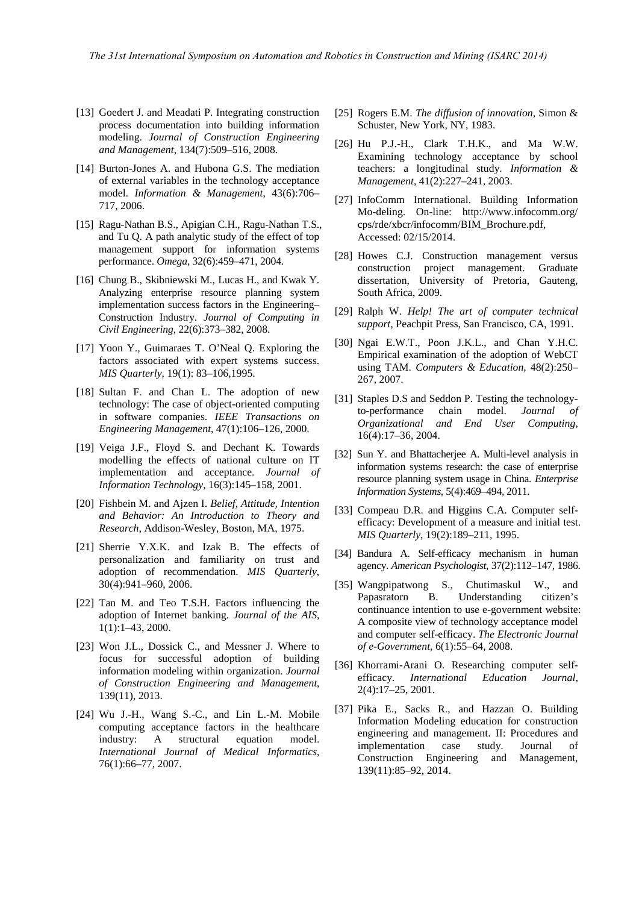[13] Goedert J. and Meadati P. Integrating construction process documentation into building information modeling. *Journal of Construction Engineering and Management*, 134(7):509–516, 2008.

[14] Burton-Jones A. and Hubona G.S. The mediation of external variables in the technology acceptance model. *Information & Management*, 43(6):706–717, 2006.

[15] Ragu-Nathan B.S., Apigian C.H., Ragu-Nathan T.S., and Tu Q. A path analytic study of the effect of top management support for information systems performance. *Omega*, 32(6):459–471, 2004.

[16] Chung B., Skibniewski M., Lucas H., and Kwak Y. Analyzing enterprise resource planning system implementation success factors in the Engineering–Construction Industry. *Journal of Computing in Civil Engineering*, 22(6):373–382, 2008.

[17] Yoon Y., Guimaraes T. O'Neal Q. Exploring the factors associated with expert systems success. *MIS Quarterly*, 19(1): 83–106,1995.

[18] Sultan F. and Chan L. The adoption of new technology: The case of object-oriented computing in software companies. *IEEE Transactions on Engineering Management*, 47(1):106–126, 2000.

[19] Veiga J.F., Floyd S. and Dechant K. Towards modelling the effects of national culture on IT implementation and acceptance. *Journal of Information Technology*, 16(3):145–158, 2001.

[20] Fishbein M. and Ajzen I. *Belief, Attitude, Intention and Behavior: An Introduction to Theory and Research*, Addison-Wesley, Boston, MA, 1975.

[21] Sherrie Y.X.K. and Izak B. The effects of personalization and familiarity on trust and adoption of recommendation. *MIS Quarterly*, 30(4):941–960, 2006.

[22] Tan M. and Teo T.S.H. Factors influencing the adoption of Internet banking. *Journal of the AIS*, 1(1):1–43, 2000.

[23] Won J.L., Dossick C., and Messner J. Where to focus for successful adoption of building information modeling within organization. *Journal of Construction Engineering and Management*, 139(11), 2013.

[24] Wu J.-H., Wang S.-C., and Lin L.-M. Mobile computing acceptance factors in the healthcare industry: A structural equation model. *International Journal of Medical Informatics*, 76(1):66–77, 2007.

[25] Rogers E.M. *The diffusion of innovation*, Simon & Schuster, New York, NY, 1983.

[26] Hu P.J.-H., Clark T.H.K., and Ma W.W. Examining technology acceptance by school teachers: a longitudinal study. *Information & Management*, 41(2):227–241, 2003.

[27] InfoComm International. Building Information Mo-deling. On-line: http://www.infocomm.org/cps/rde/xbcr/infocomm/BIM_Brochure.pdf, Accessed: 02/15/2014.

[28] Howes C.J. Construction management versus construction project management. Graduate dissertation, University of Pretoria, Gauteng, South Africa, 2009.

[29] Ralph W. *Help! The art of computer technical support*, Peachpit Press, San Francisco, CA, 1991.

[30] Ngai E.W.T., Poon J.K.L., and Chan Y.H.C. Empirical examination of the adoption of WebCT using TAM. *Computers & Education*, 48(2):250–267, 2007.

[31] Staples D.S and Seddon P. Testing the technology-to-performance chain model. *Journal of Organizational and End User Computing*, 16(4):17–36, 2004.

[32] Sun Y. and Bhattacherjee A. Multi-level analysis in information systems research: the case of enterprise resource planning system usage in China. *Enterprise Information Systems*, 5(4):469–494, 2011.

[33] Compeau D.R. and Higgins C.A. Computer self-efficacy: Development of a measure and initial test. *MIS Quarterly*, 19(2):189–211, 1995.

[34] Bandura A. Self-efficacy mechanism in human agency. *American Psychologist*, 37(2):112–147, 1986.

[35] Wangpipatwong S., Chutimaskul W., and Papasratorn B. Understanding citizen's continuance intention to use e-government website: A composite view of technology acceptance model and computer self-efficacy. *The Electronic Journal of e-Government*, 6(1):55–64, 2008.

[36] Khorrami-Arani O. Researching computer self-efficacy. *International Education Journal*, 2(4):17–25, 2001.

[37] Pika E., Sacks R., and Hazzan O. Building Information Modeling education for construction engineering and management. II: Procedures and implementation case study. Journal of Construction Engineering and Management, 139(11):85–92, 2014.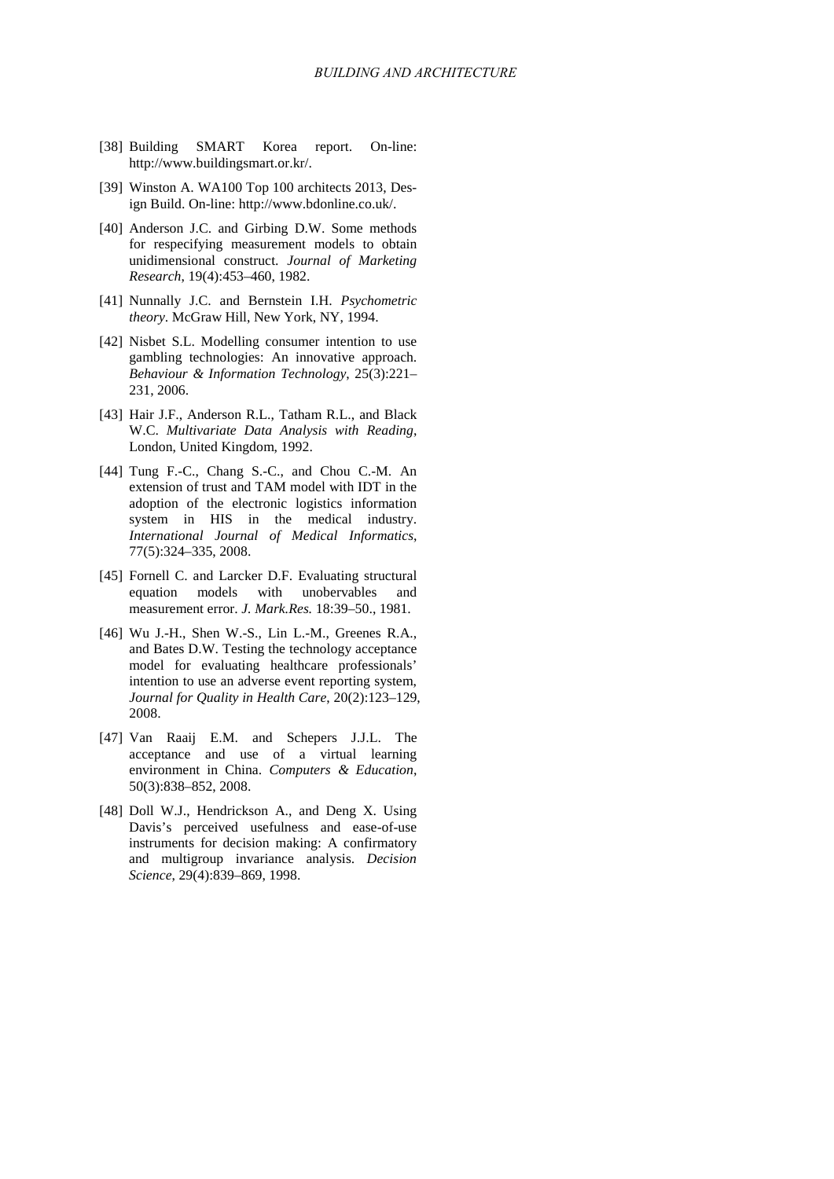[38] Building SMART Korea report. On-line: http://www.buildingsmart.or.kr/.

[39] Winston A. WA100 Top 100 architects 2013, Design Build. On-line: http://www.bdonline.co.uk/.

[40] Anderson J.C. and Girbing D.W. Some methods for respecifying measurement models to obtain unidimensional construct. *Journal of Marketing Research*, 19(4):453–460, 1982.

[41] Nunnally J.C. and Bernstein I.H. *Psychometric theory*. McGraw Hill, New York, NY, 1994.

[42] Nisbet S.L. Modelling consumer intention to use gambling technologies: An innovative approach. *Behaviour & Information Technology*, 25(3):221–231, 2006.

[43] Hair J.F., Anderson R.L., Tatham R.L., and Black W.C. *Multivariate Data Analysis with Reading*, London, United Kingdom, 1992.

[44] Tung F.-C., Chang S.-C., and Chou C.-M. An extension of trust and TAM model with IDT in the adoption of the electronic logistics information system in HIS in the medical industry. *International Journal of Medical Informatics*, 77(5):324–335, 2008.

[45] Fornell C. and Larcker D.F. Evaluating structural equation models with unobervables and measurement error. *J. Mark.Res.* 18:39–50., 1981.

[46] Wu J.-H., Shen W.-S., Lin L.-M., Greenes R.A., and Bates D.W. Testing the technology acceptance model for evaluating healthcare professionals' intention to use an adverse event reporting system, *Journal for Quality in Health Care*, 20(2):123–129, 2008.

[47] Van Raaij E.M. and Schepers J.J.L. The acceptance and use of a virtual learning environment in China. *Computers & Education*, 50(3):838–852, 2008.

[48] Doll W.J., Hendrickson A., and Deng X. Using Davis's perceived usefulness and ease-of-use instruments for decision making: A confirmatory and multigroup invariance analysis. *Decision Science*, 29(4):839–869, 1998.